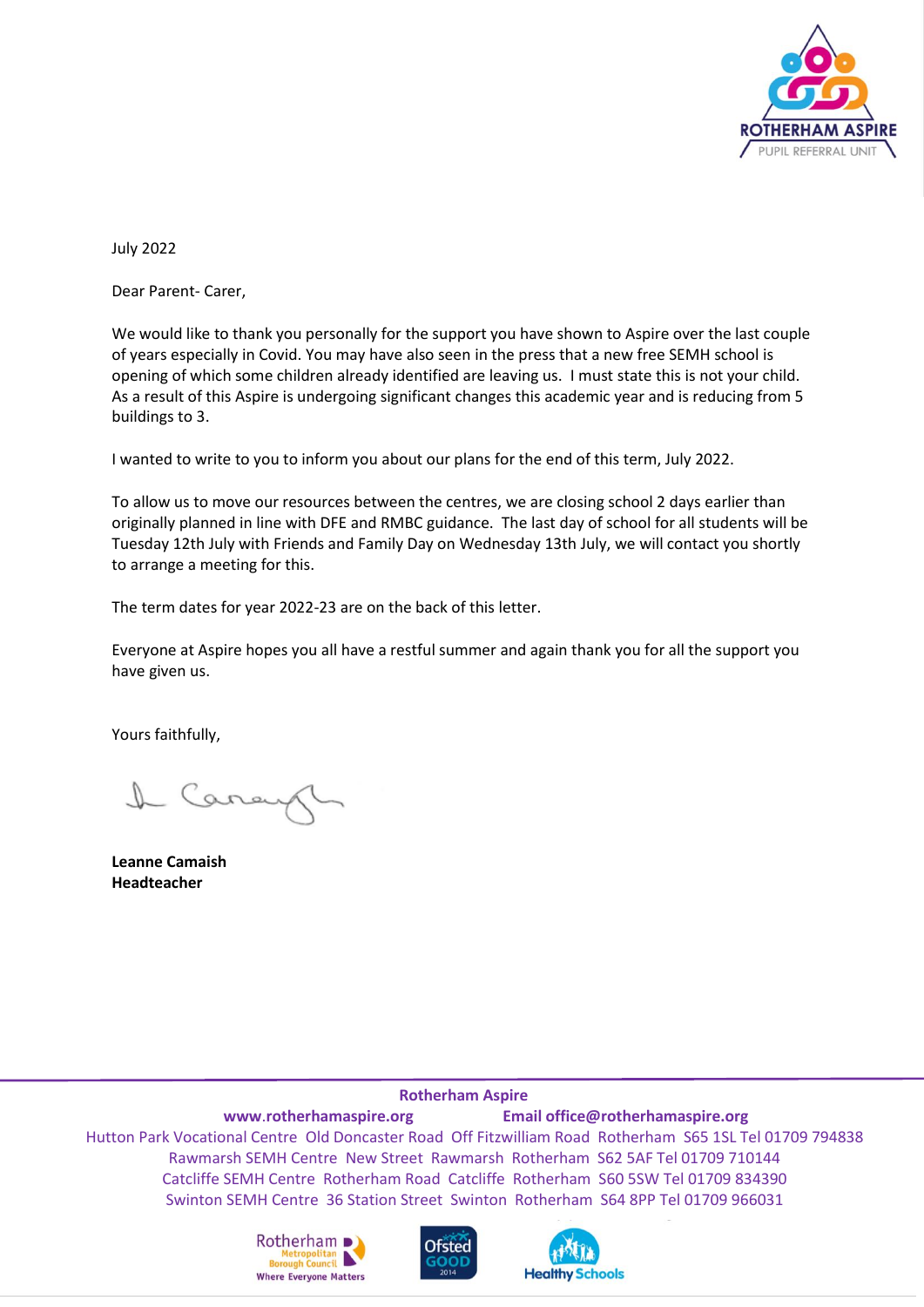ROTHERHAM ASPIRE
PUPIL REFERRAL UNIT

July 2022

Dear Parent- Carer,

We would like to thank you personally for the support you have shown to Aspire over the last couple of years especially in Covid. You may have also seen in the press that a new free SEMH school is opening of which some children already identified are leaving us. I must state this is not your child. As a result of this Aspire is undergoing significant changes this academic year and is reducing from 5 buildings to 3.

I wanted to write to you to inform you about our plans for the end of this term, July 2022.

To allow us to move our resources between the centres, we are closing school 2 days earlier than originally planned in line with DFE and RMBC guidance. The last day of school for all students will be Tuesday 12th July with Friends and Family Day on Wednesday 13th July, we will contact you shortly to arrange a meeting for this.

The term dates for year 2022-23 are on the back of this letter.

Everyone at Aspire hopes you all have a restful summer and again thank you for all the support you have given us.

Yours faithfully,

**Leanne Camaish**
**Headteacher**

**Rotherham Aspire**

**www.rotherhamaspire.org** **Email office@rotherhamaspire.org**

Hutton Park Vocational Centre Old Doncaster Road Off Fitzwilliam Road Rotherham S65 1SL Tel 01709 794838
Rawmarsh SEMH Centre New Street Rawmarsh Rotherham S62 5AF Tel 01709 710144
Catcliffe SEMH Centre Rotherham Road Catcliffe Rotherham S60 5SW Tel 01709 834390
Swinton SEMH Centre 36 Station Street Swinton Rotherham S64 8PP Tel 01709 966031

Rotherham Metropolitan Borough Council Where Everyone Matters | Ofsted GOOD 2014 | Healthy Schools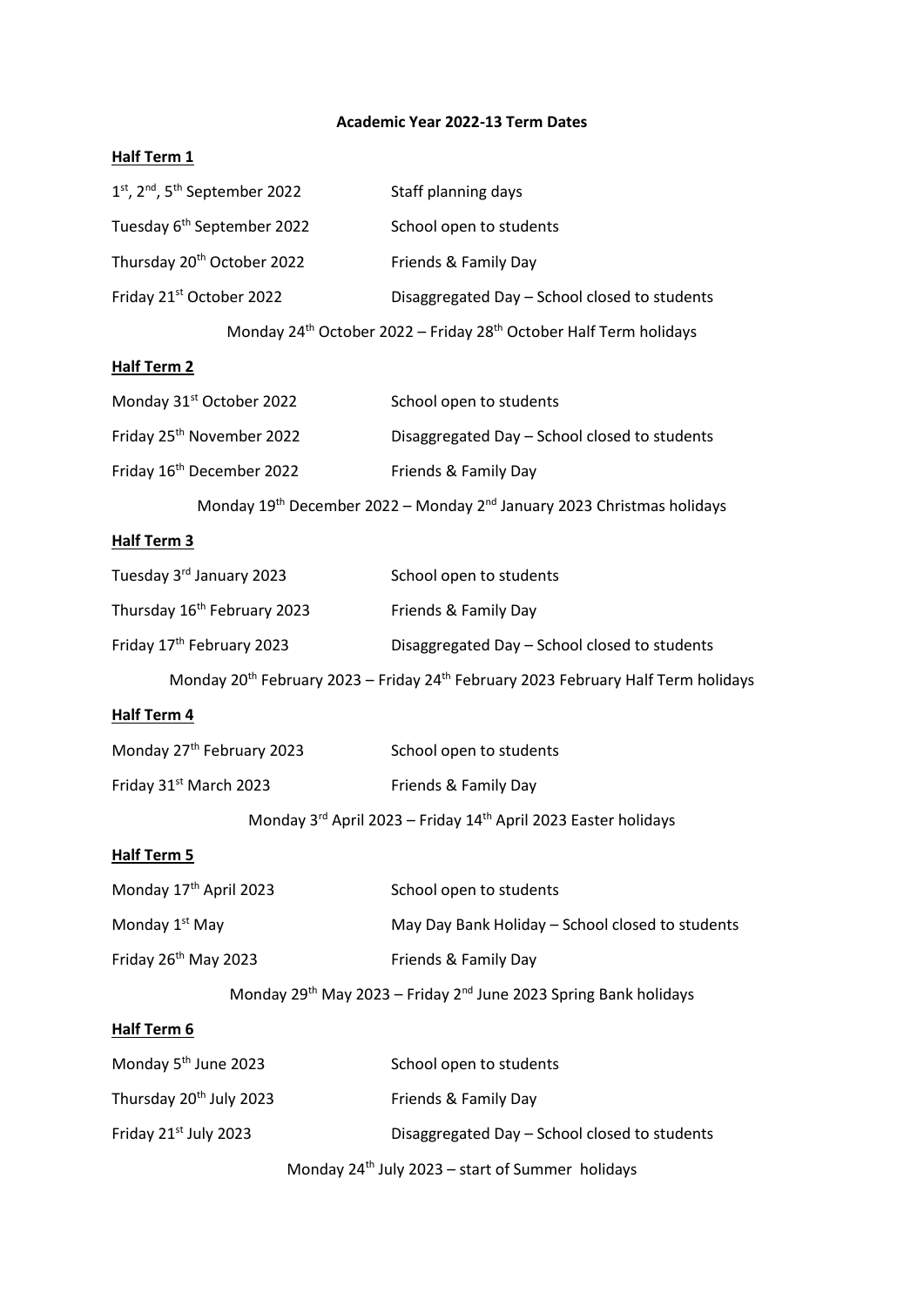**Academic Year 2022-13 Term Dates**

**Half Term 1**

| | |
|---|---|
| 1st, 2nd, 5th September 2022 | Staff planning days |
| Tuesday 6th September 2022 | School open to students |
| Thursday 20th October 2022 | Friends & Family Day |
| Friday 21st October 2022 | Disaggregated Day – School closed to students |

Monday 24th October 2022 – Friday 28th October Half Term holidays

**Half Term 2**

| | |
|---|---|
| Monday 31st October 2022 | School open to students |
| Friday 25th November 2022 | Disaggregated Day – School closed to students |
| Friday 16th December 2022 | Friends & Family Day |

Monday 19th December 2022 – Monday 2nd January 2023 Christmas holidays

**Half Term 3**

| | |
|---|---|
| Tuesday 3rd January 2023 | School open to students |
| Thursday 16th February 2023 | Friends & Family Day |
| Friday 17th February 2023 | Disaggregated Day – School closed to students |

Monday 20th February 2023 – Friday 24th February 2023 February Half Term holidays

**Half Term 4**

| | |
|---|---|
| Monday 27th February 2023 | School open to students |
| Friday 31st March 2023 | Friends & Family Day |

Monday 3rd April 2023 – Friday 14th April 2023 Easter holidays

**Half Term 5**

| | |
|---|---|
| Monday 17th April 2023 | School open to students |
| Monday 1st May | May Day Bank Holiday – School closed to students |
| Friday 26th May 2023 | Friends & Family Day |

Monday 29th May 2023 – Friday 2nd June 2023 Spring Bank holidays

**Half Term 6**

| | |
|---|---|
| Monday 5th June 2023 | School open to students |
| Thursday 20th July 2023 | Friends & Family Day |
| Friday 21st July 2023 | Disaggregated Day – School closed to students |

Monday 24th July 2023 – start of Summer holidays